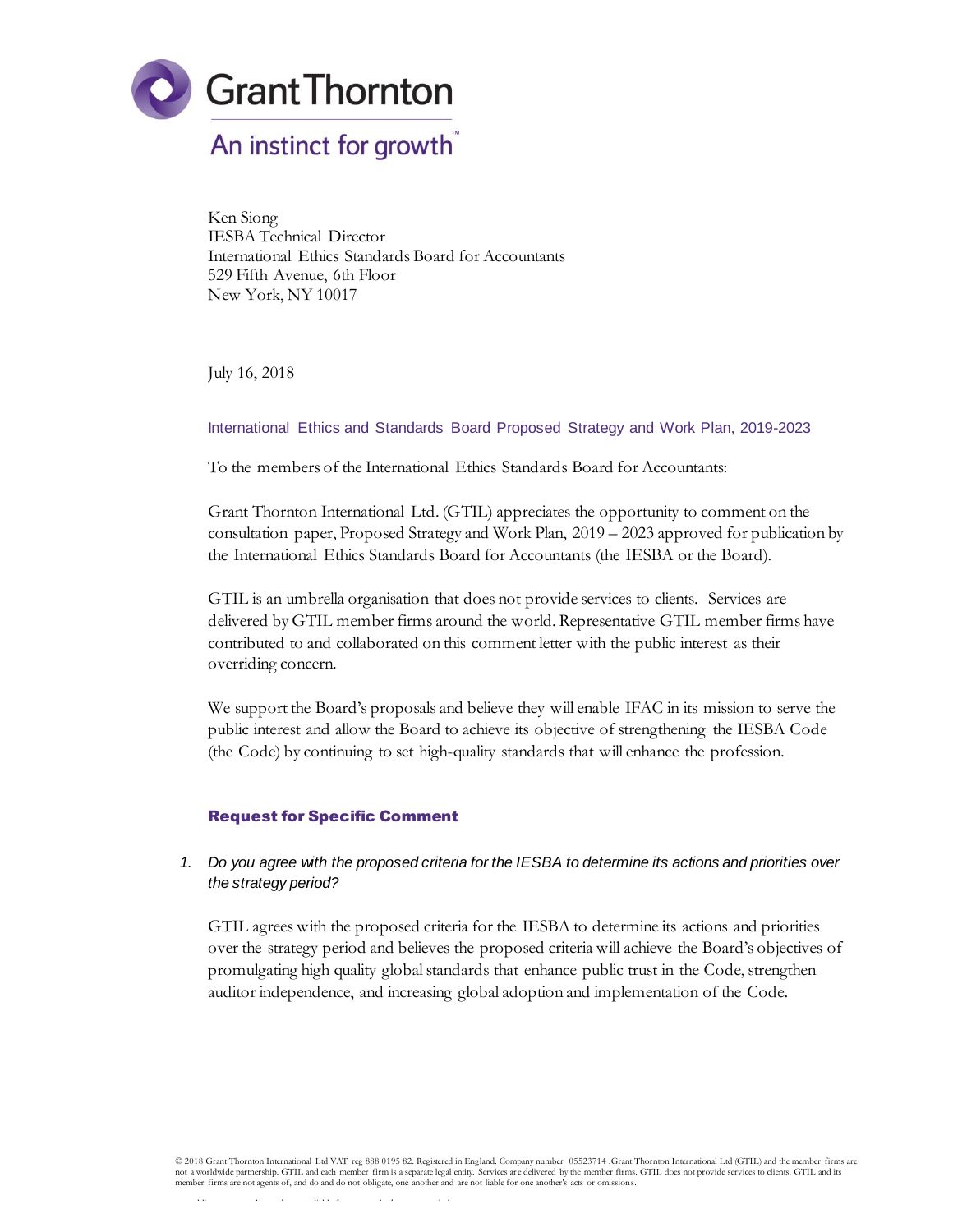Grant Thornton

An instinct for growth™

Ken Siong
IESBA Technical Director
International Ethics Standards Board for Accountants
529 Fifth Avenue, 6th Floor
New York, NY 10017

July 16, 2018

International Ethics and Standards Board Proposed Strategy and Work Plan, 2019-2023

To the members of the International Ethics Standards Board for Accountants:

Grant Thornton International Ltd. (GTIL) appreciates the opportunity to comment on the consultation paper, Proposed Strategy and Work Plan, 2019 – 2023 approved for publication by the International Ethics Standards Board for Accountants (the IESBA or the Board).

GTIL is an umbrella organisation that does not provide services to clients. Services are delivered by GTIL member firms around the world. Representative GTIL member firms have contributed to and collaborated on this comment letter with the public interest as their overriding concern.

We support the Board's proposals and believe they will enable IFAC in its mission to serve the public interest and allow the Board to achieve its objective of strengthening the IESBA Code (the Code) by continuing to set high-quality standards that will enhance the profession.

## Request for Specific Comment

1. *Do you agree with the proposed criteria for the IESBA to determine its actions and priorities over the strategy period?*

   GTIL agrees with the proposed criteria for the IESBA to determine its actions and priorities over the strategy period and believes the proposed criteria will achieve the Board's objectives of promulgating high quality global standards that enhance public trust in the Code, strengthen auditor independence, and increasing global adoption and implementation of the Code.

© 2018 Grant Thornton International Ltd VAT reg 888 0195 82. Registered in England. Company number 05523714 .Grant Thornton International Ltd (GTIL) and the member firms are not a worldwide partnership. GTIL and each member firm is a separate legal entity. Services are delivered by the member firms. GTIL does not provide services to clients. GTIL and its member firms are not agents of, and do and do not obligate, one another and are not liable for one another's acts or omissions.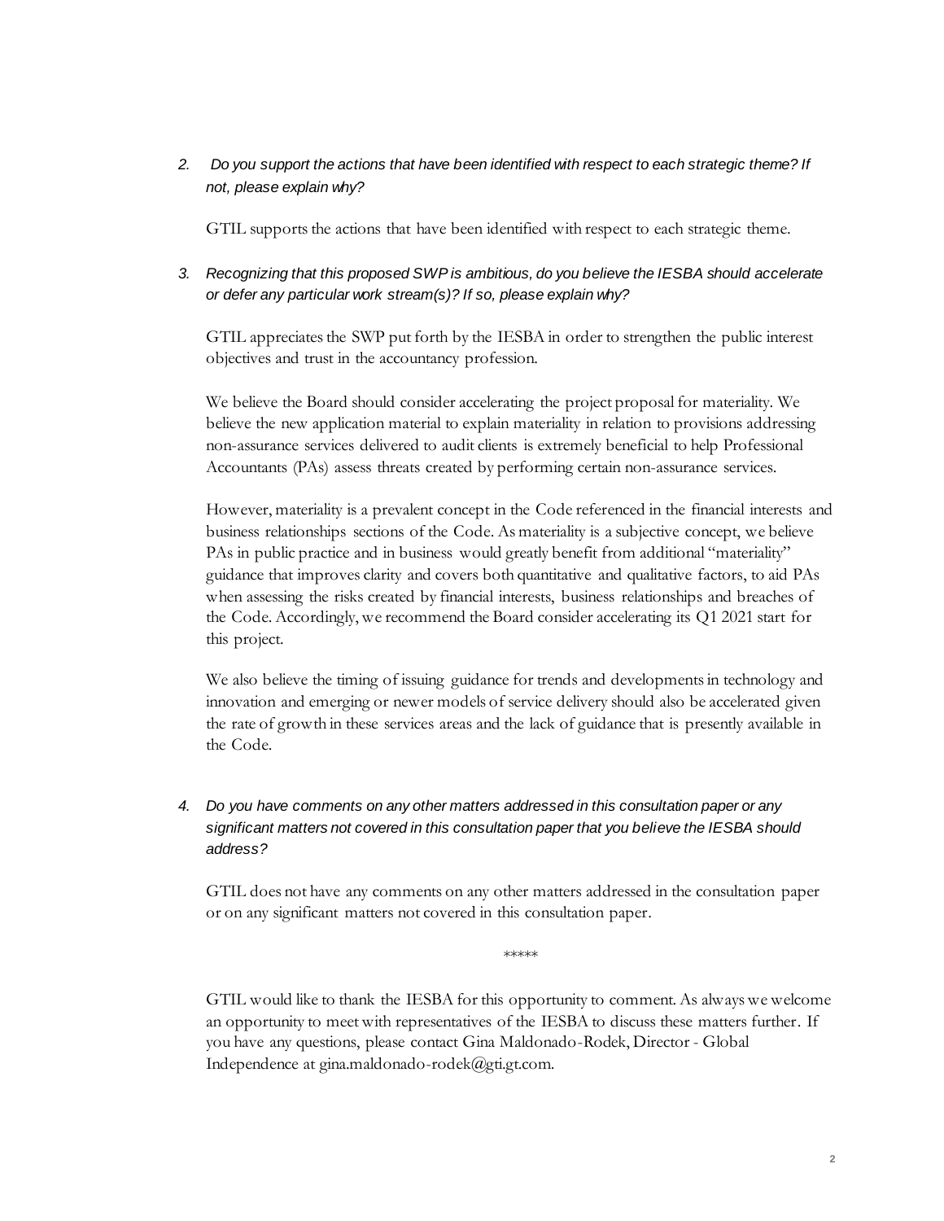2. *Do you support the actions that have been identified with respect to each strategic theme? If not, please explain why?*

GTIL supports the actions that have been identified with respect to each strategic theme.

3. *Recognizing that this proposed SWP is ambitious, do you believe the IESBA should accelerate or defer any particular work stream(s)? If so, please explain why?*

GTIL appreciates the SWP put forth by the IESBA in order to strengthen the public interest objectives and trust in the accountancy profession.

We believe the Board should consider accelerating the project proposal for materiality. We believe the new application material to explain materiality in relation to provisions addressing non-assurance services delivered to audit clients is extremely beneficial to help Professional Accountants (PAs) assess threats created by performing certain non-assurance services.

However, materiality is a prevalent concept in the Code referenced in the financial interests and business relationships sections of the Code. As materiality is a subjective concept, we believe PAs in public practice and in business would greatly benefit from additional "materiality" guidance that improves clarity and covers both quantitative and qualitative factors, to aid PAs when assessing the risks created by financial interests, business relationships and breaches of the Code. Accordingly, we recommend the Board consider accelerating its Q1 2021 start for this project.

We also believe the timing of issuing guidance for trends and developments in technology and innovation and emerging or newer models of service delivery should also be accelerated given the rate of growth in these services areas and the lack of guidance that is presently available in the Code.

4. *Do you have comments on any other matters addressed in this consultation paper or any significant matters not covered in this consultation paper that you believe the IESBA should address?*

GTIL does not have any comments on any other matters addressed in the consultation paper or on any significant matters not covered in this consultation paper.

\*\*\*\*\*

GTIL would like to thank the IESBA for this opportunity to comment. As always we welcome an opportunity to meet with representatives of the IESBA to discuss these matters further. If you have any questions, please contact Gina Maldonado-Rodek, Director - Global Independence at gina.maldonado-rodek@gti.gt.com.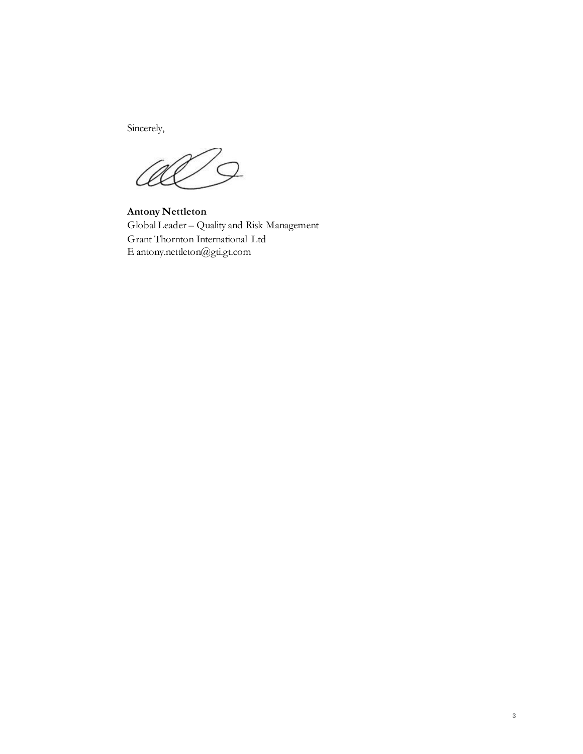Sincerely,

**Antony Nettleton**
Global Leader – Quality and Risk Management
Grant Thornton International Ltd
E antony.nettleton@gti.gt.com